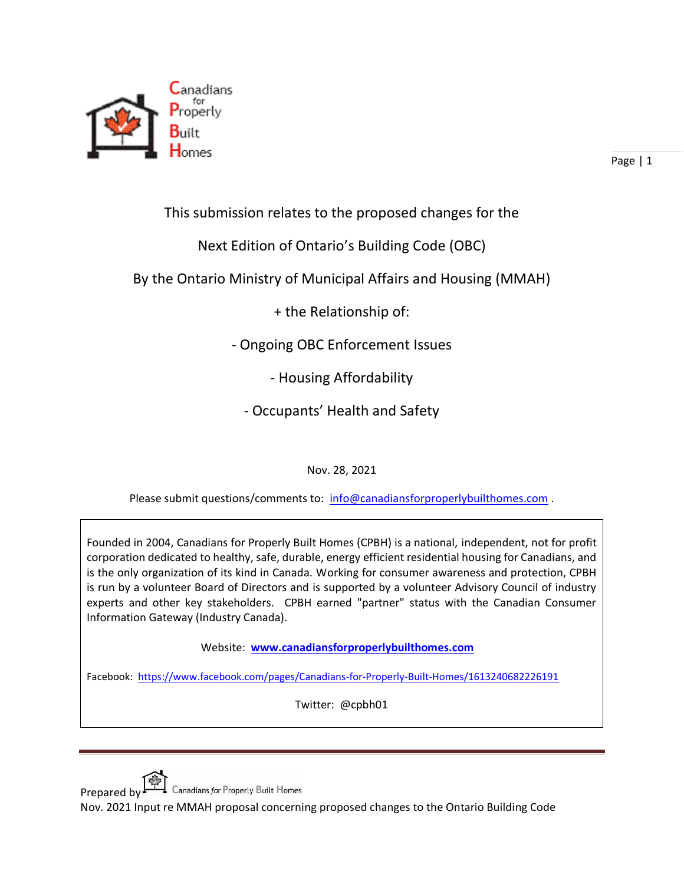Canadians for Properly Built Homes

This submission relates to the proposed changes for the

Next Edition of Ontario's Building Code (OBC)

By the Ontario Ministry of Municipal Affairs and Housing (MMAH)

+ the Relationship of:

- Ongoing OBC Enforcement Issues

- Housing Affordability

- Occupants' Health and Safety

Nov. 28, 2021

Please submit questions/comments to: info@canadiansforproperlybuilthomes.com .

Founded in 2004, Canadians for Properly Built Homes (CPBH) is a national, independent, not for profit corporation dedicated to healthy, safe, durable, energy efficient residential housing for Canadians, and is the only organization of its kind in Canada. Working for consumer awareness and protection, CPBH is run by a volunteer Board of Directors and is supported by a volunteer Advisory Council of industry experts and other key stakeholders. CPBH earned "partner" status with the Canadian Consumer Information Gateway (Industry Canada).

Website: **www.canadiansforproperlybuilthomes.com**

Facebook: https://www.facebook.com/pages/Canadians-for-Properly-Built-Homes/1613240682226191

Twitter: @cpbh01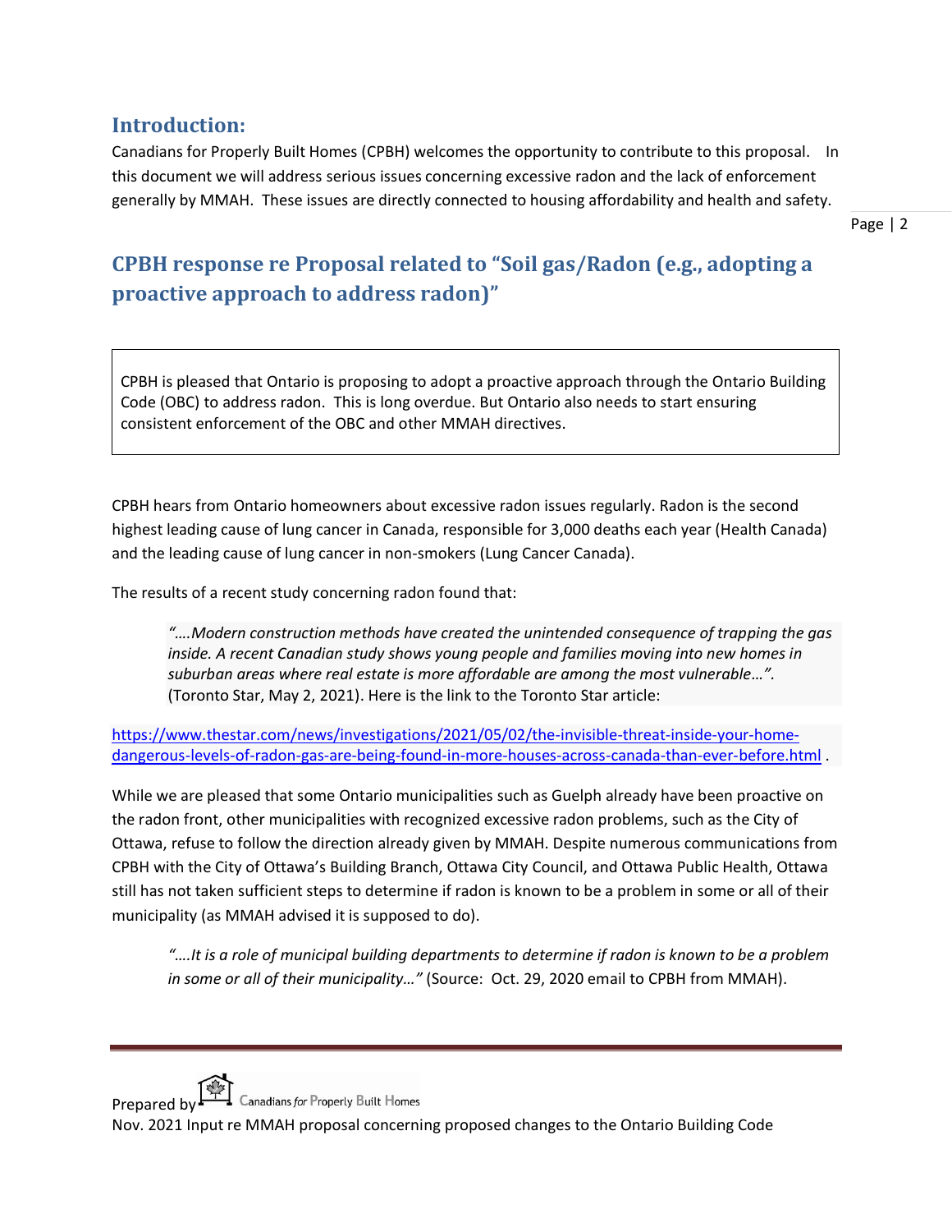## Introduction:

Canadians for Properly Built Homes (CPBH) welcomes the opportunity to contribute to this proposal. In this document we will address serious issues concerning excessive radon and the lack of enforcement generally by MMAH. These issues are directly connected to housing affordability and health and safety.

## CPBH response re Proposal related to "Soil gas/Radon (e.g., adopting a proactive approach to address radon)"

> CPBH is pleased that Ontario is proposing to adopt a proactive approach through the Ontario Building Code (OBC) to address radon. This is long overdue. But Ontario also needs to start ensuring consistent enforcement of the OBC and other MMAH directives.

CPBH hears from Ontario homeowners about excessive radon issues regularly. Radon is the second highest leading cause of lung cancer in Canada, responsible for 3,000 deaths each year (Health Canada) and the leading cause of lung cancer in non-smokers (Lung Cancer Canada).

The results of a recent study concerning radon found that:

> *"….Modern construction methods have created the unintended consequence of trapping the gas inside. A recent Canadian study shows young people and families moving into new homes in suburban areas where real estate is more affordable are among the most vulnerable…".* (Toronto Star, May 2, 2021). Here is the link to the Toronto Star article:

https://www.thestar.com/news/investigations/2021/05/02/the-invisible-threat-inside-your-home-dangerous-levels-of-radon-gas-are-being-found-in-more-houses-across-canada-than-ever-before.html .

While we are pleased that some Ontario municipalities such as Guelph already have been proactive on the radon front, other municipalities with recognized excessive radon problems, such as the City of Ottawa, refuse to follow the direction already given by MMAH. Despite numerous communications from CPBH with the City of Ottawa's Building Branch, Ottawa City Council, and Ottawa Public Health, Ottawa still has not taken sufficient steps to determine if radon is known to be a problem in some or all of their municipality (as MMAH advised it is supposed to do).

> *"….It is a role of municipal building departments to determine if radon is known to be a problem in some or all of their municipality…"* (Source: Oct. 29, 2020 email to CPBH from MMAH).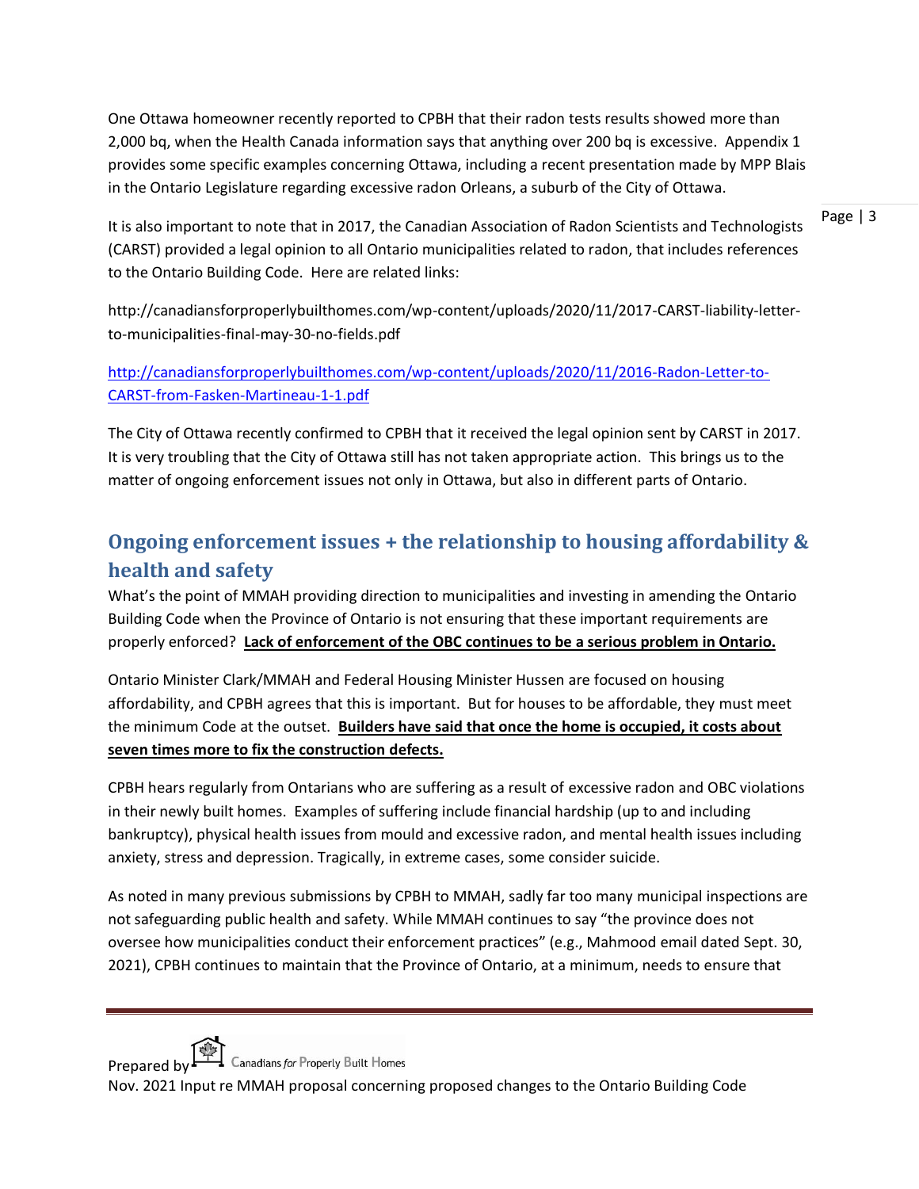One Ottawa homeowner recently reported to CPBH that their radon tests results showed more than 2,000 bq, when the Health Canada information says that anything over 200 bq is excessive. Appendix 1 provides some specific examples concerning Ottawa, including a recent presentation made by MPP Blais in the Ontario Legislature regarding excessive radon Orleans, a suburb of the City of Ottawa.

It is also important to note that in 2017, the Canadian Association of Radon Scientists and Technologists (CARST) provided a legal opinion to all Ontario municipalities related to radon, that includes references to the Ontario Building Code. Here are related links:

http://canadiansforproperlybuilthomes.com/wp-content/uploads/2020/11/2017-CARST-liability-letter-to-municipalities-final-may-30-no-fields.pdf

http://canadiansforproperlybuilthomes.com/wp-content/uploads/2020/11/2016-Radon-Letter-to-CARST-from-Fasken-Martineau-1-1.pdf

The City of Ottawa recently confirmed to CPBH that it received the legal opinion sent by CARST in 2017. It is very troubling that the City of Ottawa still has not taken appropriate action. This brings us to the matter of ongoing enforcement issues not only in Ottawa, but also in different parts of Ontario.

## Ongoing enforcement issues + the relationship to housing affordability & health and safety

What's the point of MMAH providing direction to municipalities and investing in amending the Ontario Building Code when the Province of Ontario is not ensuring that these important requirements are properly enforced? **Lack of enforcement of the OBC continues to be a serious problem in Ontario.**

Ontario Minister Clark/MMAH and Federal Housing Minister Hussen are focused on housing affordability, and CPBH agrees that this is important. But for houses to be affordable, they must meet the minimum Code at the outset. **Builders have said that once the home is occupied, it costs about seven times more to fix the construction defects.**

CPBH hears regularly from Ontarians who are suffering as a result of excessive radon and OBC violations in their newly built homes. Examples of suffering include financial hardship (up to and including bankruptcy), physical health issues from mould and excessive radon, and mental health issues including anxiety, stress and depression. Tragically, in extreme cases, some consider suicide.

As noted in many previous submissions by CPBH to MMAH, sadly far too many municipal inspections are not safeguarding public health and safety. While MMAH continues to say "the province does not oversee how municipalities conduct their enforcement practices" (e.g., Mahmood email dated Sept. 30, 2021), CPBH continues to maintain that the Province of Ontario, at a minimum, needs to ensure that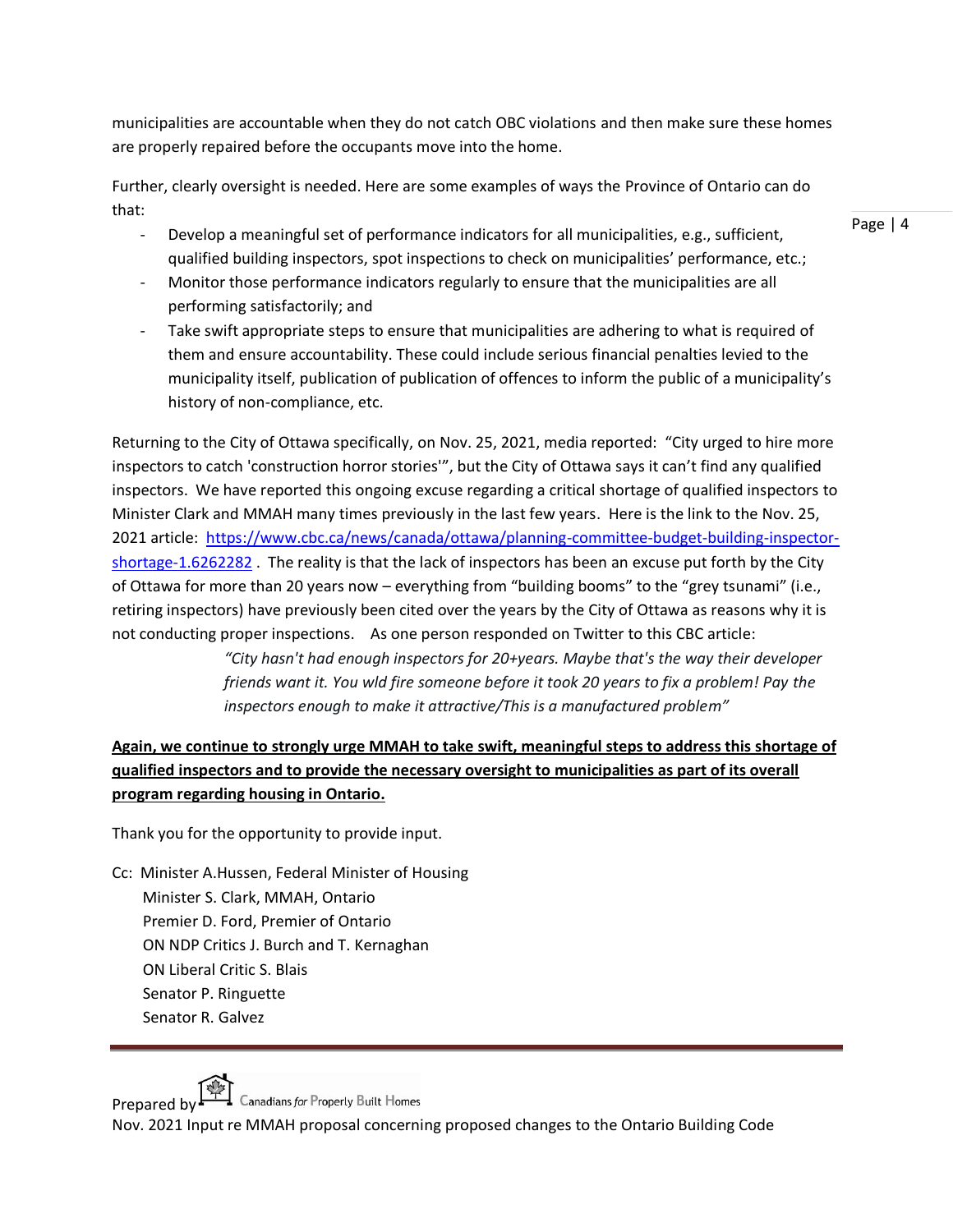municipalities are accountable when they do not catch OBC violations and then make sure these homes are properly repaired before the occupants move into the home.

Further, clearly oversight is needed. Here are some examples of ways the Province of Ontario can do that:

- Develop a meaningful set of performance indicators for all municipalities, e.g., sufficient, qualified building inspectors, spot inspections to check on municipalities' performance, etc.;
- Monitor those performance indicators regularly to ensure that the municipalities are all performing satisfactorily; and
- Take swift appropriate steps to ensure that municipalities are adhering to what is required of them and ensure accountability. These could include serious financial penalties levied to the municipality itself, publication of publication of offences to inform the public of a municipality's history of non-compliance, etc.

Returning to the City of Ottawa specifically, on Nov. 25, 2021, media reported: "City urged to hire more inspectors to catch 'construction horror stories'", but the City of Ottawa says it can't find any qualified inspectors. We have reported this ongoing excuse regarding a critical shortage of qualified inspectors to Minister Clark and MMAH many times previously in the last few years. Here is the link to the Nov. 25, 2021 article: [https://www.cbc.ca/news/canada/ottawa/planning-committee-budget-building-inspector-shortage-1.6262282](https://www.cbc.ca/news/canada/ottawa/planning-committee-budget-building-inspector-shortage-1.6262282) . The reality is that the lack of inspectors has been an excuse put forth by the City of Ottawa for more than 20 years now – everything from "building booms" to the "grey tsunami" (i.e., retiring inspectors) have previously been cited over the years by the City of Ottawa as reasons why it is not conducting proper inspections. As one person responded on Twitter to this CBC article:

> *"City hasn't had enough inspectors for 20+years. Maybe that's the way their developer friends want it. You wld fire someone before it took 20 years to fix a problem! Pay the inspectors enough to make it attractive/This is a manufactured problem"*

**Again, we continue to strongly urge MMAH to take swift, meaningful steps to address this shortage of qualified inspectors and to provide the necessary oversight to municipalities as part of its overall program regarding housing in Ontario.**

Thank you for the opportunity to provide input.

Cc: Minister A.Hussen, Federal Minister of Housing
Minister S. Clark, MMAH, Ontario
Premier D. Ford, Premier of Ontario
ON NDP Critics J. Burch and T. Kernaghan
ON Liberal Critic S. Blais
Senator P. Ringuette
Senator R. Galvez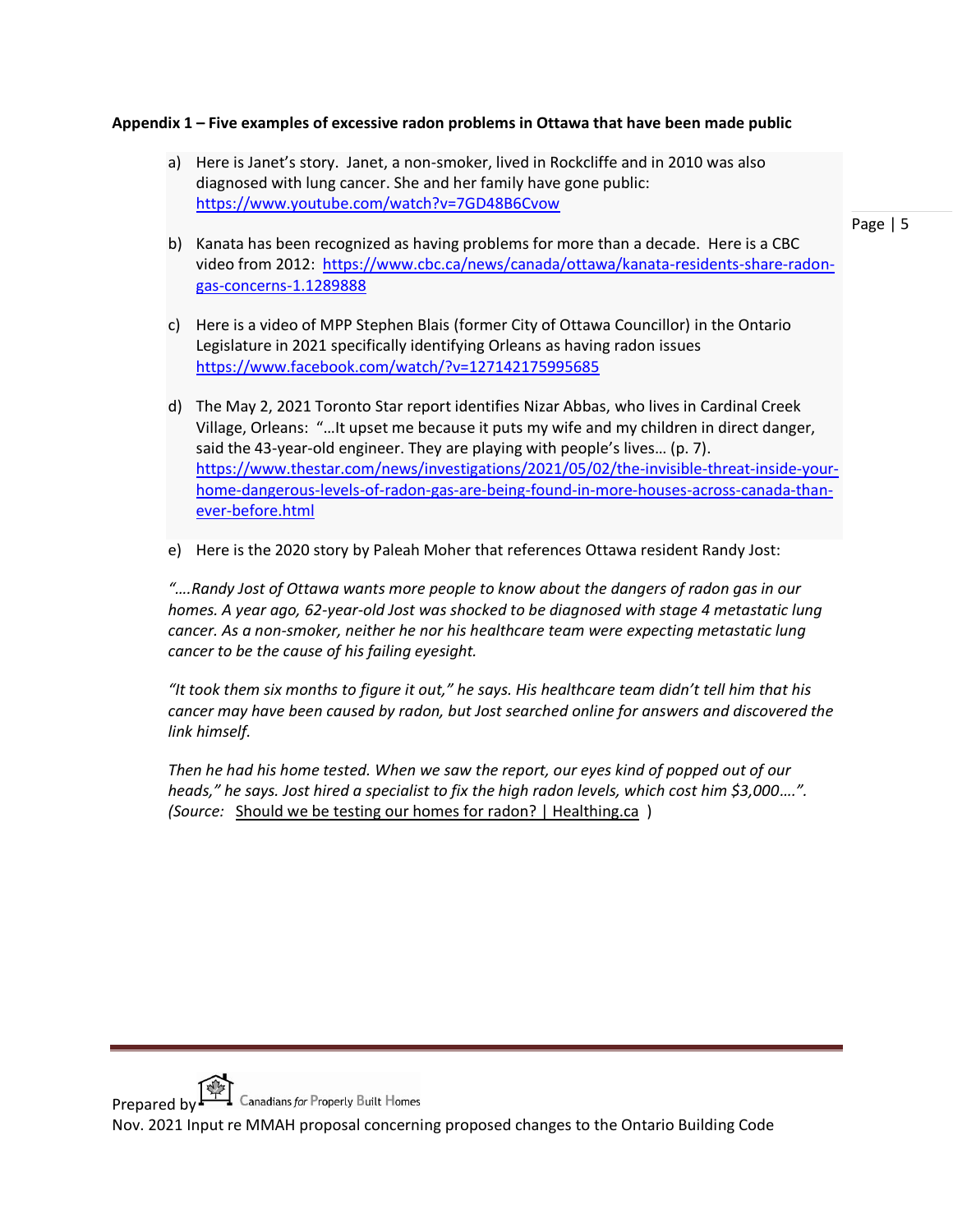**Appendix 1 – Five examples of excessive radon problems in Ottawa that have been made public**

a) Here is Janet's story. Janet, a non-smoker, lived in Rockcliffe and in 2010 was also diagnosed with lung cancer. She and her family have gone public: https://www.youtube.com/watch?v=7GD48B6Cvow

b) Kanata has been recognized as having problems for more than a decade. Here is a CBC video from 2012: https://www.cbc.ca/news/canada/ottawa/kanata-residents-share-radon-gas-concerns-1.1289888

c) Here is a video of MPP Stephen Blais (former City of Ottawa Councillor) in the Ontario Legislature in 2021 specifically identifying Orleans as having radon issues https://www.facebook.com/watch/?v=127142175995685

d) The May 2, 2021 Toronto Star report identifies Nizar Abbas, who lives in Cardinal Creek Village, Orleans: "…It upset me because it puts my wife and my children in direct danger, said the 43-year-old engineer. They are playing with people's lives… (p. 7). https://www.thestar.com/news/investigations/2021/05/02/the-invisible-threat-inside-your-home-dangerous-levels-of-radon-gas-are-being-found-in-more-houses-across-canada-than-ever-before.html

e) Here is the 2020 story by Paleah Moher that references Ottawa resident Randy Jost:

*"….Randy Jost of Ottawa wants more people to know about the dangers of radon gas in our homes. A year ago, 62-year-old Jost was shocked to be diagnosed with stage 4 metastatic lung cancer. As a non-smoker, neither he nor his healthcare team were expecting metastatic lung cancer to be the cause of his failing eyesight.*

*"It took them six months to figure it out," he says. His healthcare team didn't tell him that his cancer may have been caused by radon, but Jost searched online for answers and discovered the link himself.*

*Then he had his home tested. When we saw the report, our eyes kind of popped out of our heads," he says. Jost hired a specialist to fix the high radon levels, which cost him $3,000….". (Source:* Should we be testing our homes for radon? | Healthing.ca )

Prepared by Canadians *for* Properly Built Homes
Nov. 2021 Input re MMAH proposal concerning proposed changes to the Ontario Building Code